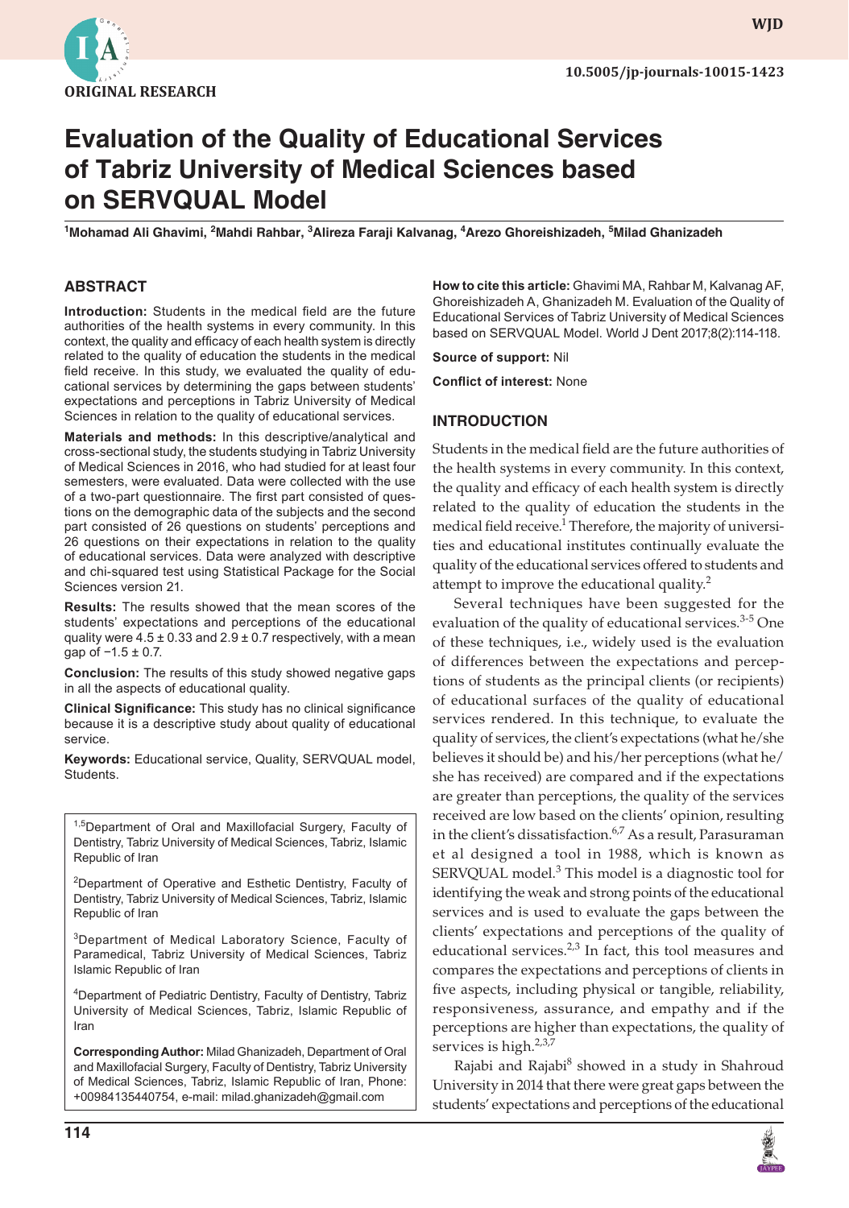ORIGINAL RESEARCH

10.5005/jp-journals-10015-1423

# Evaluation of the Quality of Educational Services of Tabriz University of Medical Sciences based on SERVQUAL Model

[1]Mohamad Ali Ghavimi, [2]Mahdi Rahbar, [3]Alireza Faraji Kalvanag, [4]Arezo Ghoreishizadeh, [5]Milad Ghanizadeh

## ABSTRACT

**Introduction:** Students in the medical field are the future authorities of the health systems in every community. In this context, the quality and efficacy of each health system is directly related to the quality of education the students in the medical field receive. In this study, we evaluated the quality of educational services by determining the gaps between students' expectations and perceptions in Tabriz University of Medical Sciences in relation to the quality of educational services.

**Materials and methods:** In this descriptive/analytical and cross-sectional study, the students studying in Tabriz University of Medical Sciences in 2016, who had studied for at least four semesters, were evaluated. Data were collected with the use of a two-part questionnaire. The first part consisted of questions on the demographic data of the subjects and the second part consisted of 26 questions on students' perceptions and 26 questions on their expectations in relation to the quality of educational services. Data were analyzed with descriptive and chi-squared test using Statistical Package for the Social Sciences version 21.

**Results:** The results showed that the mean scores of the students' expectations and perceptions of the educational quality were 4.5 ± 0.33 and 2.9 ± 0.7 respectively, with a mean gap of −1.5 ± 0.7.

**Conclusion:** The results of this study showed negative gaps in all the aspects of educational quality.

**Clinical Significance:** This study has no clinical significance because it is a descriptive study about quality of educational service.

**Keywords:** Educational service, Quality, SERVQUAL model, Students.

[1,5]Department of Oral and Maxillofacial Surgery, Faculty of Dentistry, Tabriz University of Medical Sciences, Tabriz, Islamic Republic of Iran

[2]Department of Operative and Esthetic Dentistry, Faculty of Dentistry, Tabriz University of Medical Sciences, Tabriz, Islamic Republic of Iran

[3]Department of Medical Laboratory Science, Faculty of Paramedical, Tabriz University of Medical Sciences, Tabriz Islamic Republic of Iran

[4]Department of Pediatric Dentistry, Faculty of Dentistry, Tabriz University of Medical Sciences, Tabriz, Islamic Republic of Iran

**Corresponding Author:** Milad Ghanizadeh, Department of Oral and Maxillofacial Surgery, Faculty of Dentistry, Tabriz University of Medical Sciences, Tabriz, Islamic Republic of Iran, Phone: +00984135440754, e-mail: milad.ghanizadeh@gmail.com

**How to cite this article:** Ghavimi MA, Rahbar M, Kalvanag AF, Ghoreishizadeh A, Ghanizadeh M. Evaluation of the Quality of Educational Services of Tabriz University of Medical Sciences based on SERVQUAL Model. World J Dent 2017;8(2):114-118.

**Source of support:** Nil

**Conflict of interest:** None

## INTRODUCTION

Students in the medical field are the future authorities of the health systems in every community. In this context, the quality and efficacy of each health system is directly related to the quality of education the students in the medical field receive.[1] Therefore, the majority of universities and educational institutes continually evaluate the quality of the educational services offered to students and attempt to improve the educational quality.[2]

Several techniques have been suggested for the evaluation of the quality of educational services.[3-5] One of these techniques, i.e., widely used is the evaluation of differences between the expectations and perceptions of students as the principal clients (or recipients) of educational surfaces of the quality of educational services rendered. In this technique, to evaluate the quality of services, the client's expectations (what he/she believes it should be) and his/her perceptions (what he/she has received) are compared and if the expectations are greater than perceptions, the quality of the services received are low based on the clients' opinion, resulting in the client's dissatisfaction.[6,7] As a result, Parasuraman et al designed a tool in 1988, which is known as SERVQUAL model.[3] This model is a diagnostic tool for identifying the weak and strong points of the educational services and is used to evaluate the gaps between the clients' expectations and perceptions of the quality of educational services.[2,3] In fact, this tool measures and compares the expectations and perceptions of clients in five aspects, including physical or tangible, reliability, responsiveness, assurance, and empathy and if the perceptions are higher than expectations, the quality of services is high.[2,3,7]

Rajabi and Rajabi[8] showed in a study in Shahroud University in 2014 that there were great gaps between the students' expectations and perceptions of the educational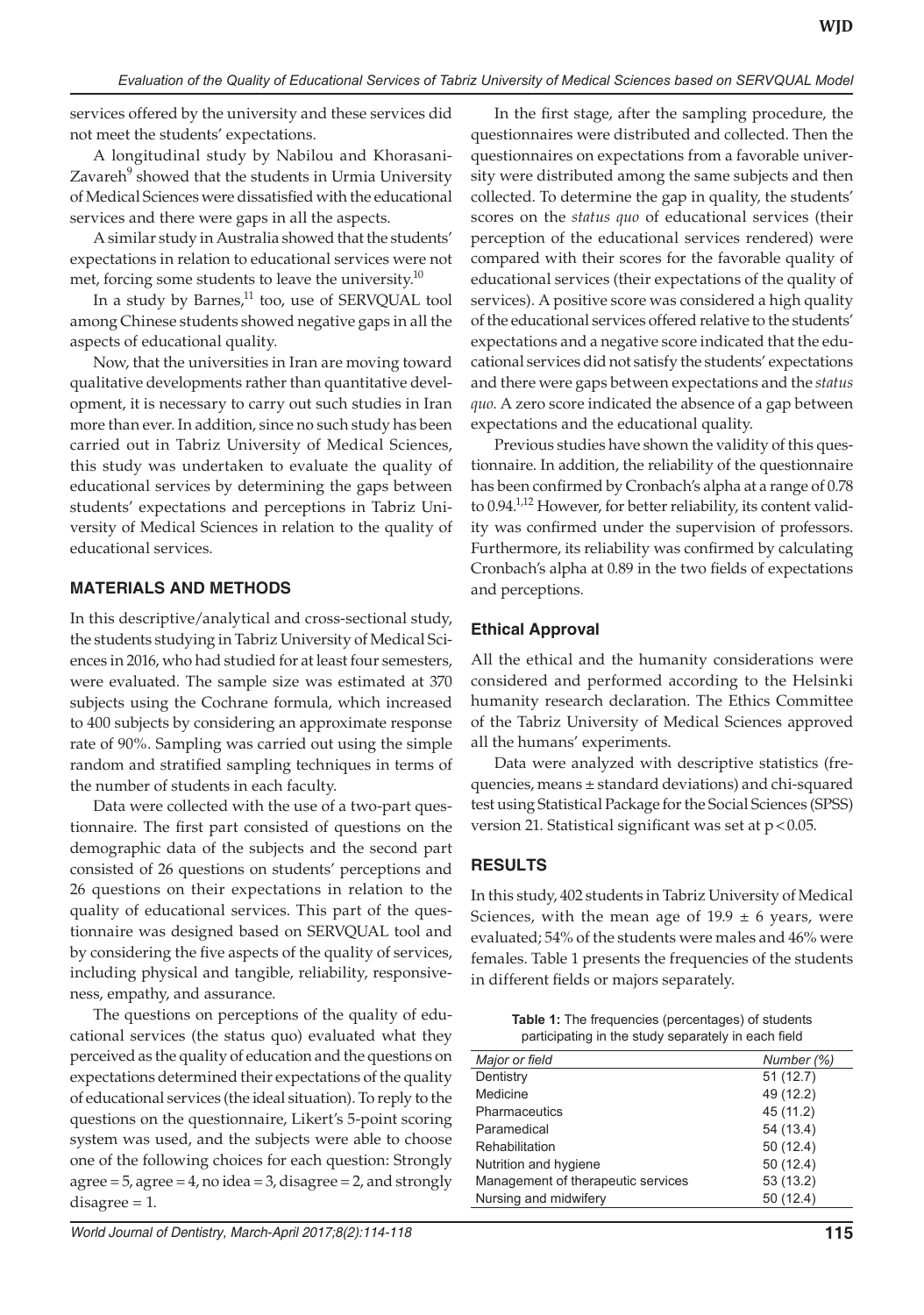services offered by the university and these services did not meet the students' expectations.

A longitudinal study by Nabilou and Khorasani-Zavareh[9] showed that the students in Urmia University of Medical Sciences were dissatisfied with the educational services and there were gaps in all the aspects.

A similar study in Australia showed that the students' expectations in relation to educational services were not met, forcing some students to leave the university.[10]

In a study by Barnes,[11] too, use of SERVQUAL tool among Chinese students showed negative gaps in all the aspects of educational quality.

Now, that the universities in Iran are moving toward qualitative developments rather than quantitative development, it is necessary to carry out such studies in Iran more than ever. In addition, since no such study has been carried out in Tabriz University of Medical Sciences, this study was undertaken to evaluate the quality of educational services by determining the gaps between students' expectations and perceptions in Tabriz University of Medical Sciences in relation to the quality of educational services.

## MATERIALS AND METHODS

In this descriptive/analytical and cross-sectional study, the students studying in Tabriz University of Medical Sciences in 2016, who had studied for at least four semesters, were evaluated. The sample size was estimated at 370 subjects using the Cochrane formula, which increased to 400 subjects by considering an approximate response rate of 90%. Sampling was carried out using the simple random and stratified sampling techniques in terms of the number of students in each faculty.

Data were collected with the use of a two-part questionnaire. The first part consisted of questions on the demographic data of the subjects and the second part consisted of 26 questions on students' perceptions and 26 questions on their expectations in relation to the quality of educational services. This part of the questionnaire was designed based on SERVQUAL tool and by considering the five aspects of the quality of services, including physical and tangible, reliability, responsiveness, empathy, and assurance.

The questions on perceptions of the quality of educational services (the status quo) evaluated what they perceived as the quality of education and the questions on expectations determined their expectations of the quality of educational services (the ideal situation). To reply to the questions on the questionnaire, Likert's 5-point scoring system was used, and the subjects were able to choose one of the following choices for each question: Strongly agree = 5, agree = 4, no idea = 3, disagree = 2, and strongly disagree = 1.

In the first stage, after the sampling procedure, the questionnaires were distributed and collected. Then the questionnaires on expectations from a favorable university were distributed among the same subjects and then collected. To determine the gap in quality, the students' scores on the *status quo* of educational services (their perception of the educational services rendered) were compared with their scores for the favorable quality of educational services (their expectations of the quality of services). A positive score was considered a high quality of the educational services offered relative to the students' expectations and a negative score indicated that the educational services did not satisfy the students' expectations and there were gaps between expectations and the *status quo*. A zero score indicated the absence of a gap between expectations and the educational quality.

Previous studies have shown the validity of this questionnaire. In addition, the reliability of the questionnaire has been confirmed by Cronbach's alpha at a range of 0.78 to 0.94.[1,12] However, for better reliability, its content validity was confirmed under the supervision of professors. Furthermore, its reliability was confirmed by calculating Cronbach's alpha at 0.89 in the two fields of expectations and perceptions.

### Ethical Approval

All the ethical and the humanity considerations were considered and performed according to the Helsinki humanity research declaration. The Ethics Committee of the Tabriz University of Medical Sciences approved all the humans' experiments.

Data were analyzed with descriptive statistics (frequencies, means ± standard deviations) and chi-squared test using Statistical Package for the Social Sciences (SPSS) version 21. Statistical significant was set at $p < 0.05$.

## RESULTS

In this study, 402 students in Tabriz University of Medical Sciences, with the mean age of 19.9 ± 6 years, were evaluated; 54% of the students were males and 46% were females. Table 1 presents the frequencies of the students in different fields or majors separately.

**Table 1:** The frequencies (percentages) of students participating in the study separately in each field

| *Major or field* | *Number (%)* |
|---|---|
| Dentistry | 51 (12.7) |
| Medicine | 49 (12.2) |
| Pharmaceutics | 45 (11.2) |
| Paramedical | 54 (13.4) |
| Rehabilitation | 50 (12.4) |
| Nutrition and hygiene | 50 (12.4) |
| Management of therapeutic services | 53 (13.2) |
| Nursing and midwifery | 50 (12.4) |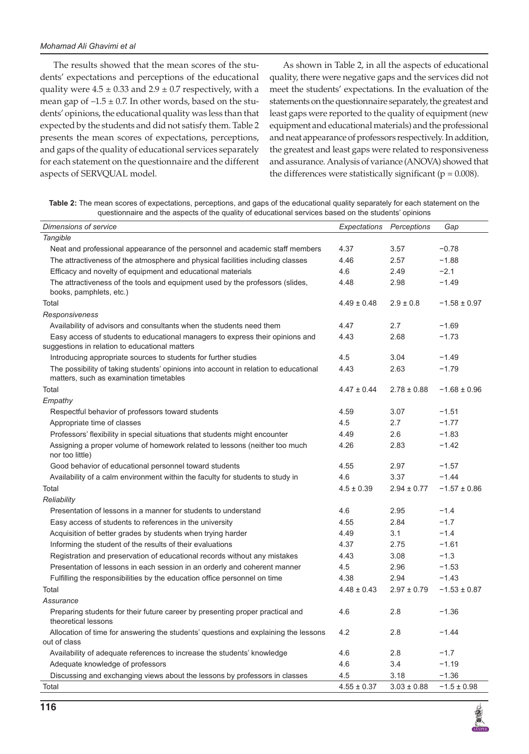The results showed that the mean scores of the students' expectations and perceptions of the educational quality were $4.5 \pm 0.33$ and $2.9 \pm 0.7$ respectively, with a mean gap of $-1.5 \pm 0.7$. In other words, based on the students' opinions, the educational quality was less than that expected by the students and did not satisfy them. Table 2 presents the mean scores of expectations, perceptions, and gaps of the quality of educational services separately for each statement on the questionnaire and the different aspects of SERVQUAL model.

As shown in Table 2, in all the aspects of educational quality, there were negative gaps and the services did not meet the students' expectations. In the evaluation of the statements on the questionnaire separately, the greatest and least gaps were reported to the quality of equipment (new equipment and educational materials) and the professional and neat appearance of professors respectively. In addition, the greatest and least gaps were related to responsiveness and assurance. Analysis of variance (ANOVA) showed that the differences were statistically significant ($p = 0.008$).

**Table 2:** The mean scores of expectations, perceptions, and gaps of the educational quality separately for each statement on the questionnaire and the aspects of the quality of educational services based on the students' opinions

| *Dimensions of service* | *Expectations* | *Perceptions* | *Gap* |
|---|---|---|---|
| *Tangible* | | | |
| Neat and professional appearance of the personnel and academic staff members | 4.37 | 3.57 | −0.78 |
| The attractiveness of the atmosphere and physical facilities including classes | 4.46 | 2.57 | −1.88 |
| Efficacy and novelty of equipment and educational materials | 4.6 | 2.49 | −2.1 |
| The attractiveness of the tools and equipment used by the professors (slides, books, pamphlets, etc.) | 4.48 | 2.98 | −1.49 |
| Total | 4.49 ± 0.48 | 2.9 ± 0.8 | −1.58 ± 0.97 |
| *Responsiveness* | | | |
| Availability of advisors and consultants when the students need them | 4.47 | 2.7 | −1.69 |
| Easy access of students to educational managers to express their opinions and suggestions in relation to educational matters | 4.43 | 2.68 | −1.73 |
| Introducing appropriate sources to students for further studies | 4.5 | 3.04 | −1.49 |
| The possibility of taking students' opinions into account in relation to educational matters, such as examination timetables | 4.43 | 2.63 | −1.79 |
| Total | 4.47 ± 0.44 | 2.78 ± 0.88 | −1.68 ± 0.96 |
| *Empathy* | | | |
| Respectful behavior of professors toward students | 4.59 | 3.07 | −1.51 |
| Appropriate time of classes | 4.5 | 2.7 | −1.77 |
| Professors' flexibility in special situations that students might encounter | 4.49 | 2.6 | −1.83 |
| Assigning a proper volume of homework related to lessons (neither too much nor too little) | 4.26 | 2.83 | −1.42 |
| Good behavior of educational personnel toward students | 4.55 | 2.97 | −1.57 |
| Availability of a calm environment within the faculty for students to study in | 4.6 | 3.37 | −1.44 |
| Total | 4.5 ± 0.39 | 2.94 ± 0.77 | −1.57 ± 0.86 |
| *Reliability* | | | |
| Presentation of lessons in a manner for students to understand | 4.6 | 2.95 | −1.4 |
| Easy access of students to references in the university | 4.55 | 2.84 | −1.7 |
| Acquisition of better grades by students when trying harder | 4.49 | 3.1 | −1.4 |
| Informing the student of the results of their evaluations | 4.37 | 2.75 | −1.61 |
| Registration and preservation of educational records without any mistakes | 4.43 | 3.08 | −1.3 |
| Presentation of lessons in each session in an orderly and coherent manner | 4.5 | 2.96 | −1.53 |
| Fulfilling the responsibilities by the education office personnel on time | 4.38 | 2.94 | −1.43 |
| Total | 4.48 ± 0.43 | 2.97 ± 0.79 | −1.53 ± 0.87 |
| *Assurance* | | | |
| Preparing students for their future career by presenting proper practical and theoretical lessons | 4.6 | 2.8 | −1.36 |
| Allocation of time for answering the students' questions and explaining the lessons out of class | 4.2 | 2.8 | −1.44 |
| Availability of adequate references to increase the students' knowledge | 4.6 | 2.8 | −1.7 |
| Adequate knowledge of professors | 4.6 | 3.4 | −1.19 |
| Discussing and exchanging views about the lessons by professors in classes | 4.5 | 3.18 | −1.36 |
| Total | 4.55 ± 0.37 | 3.03 ± 0.88 | −1.5 ± 0.98 |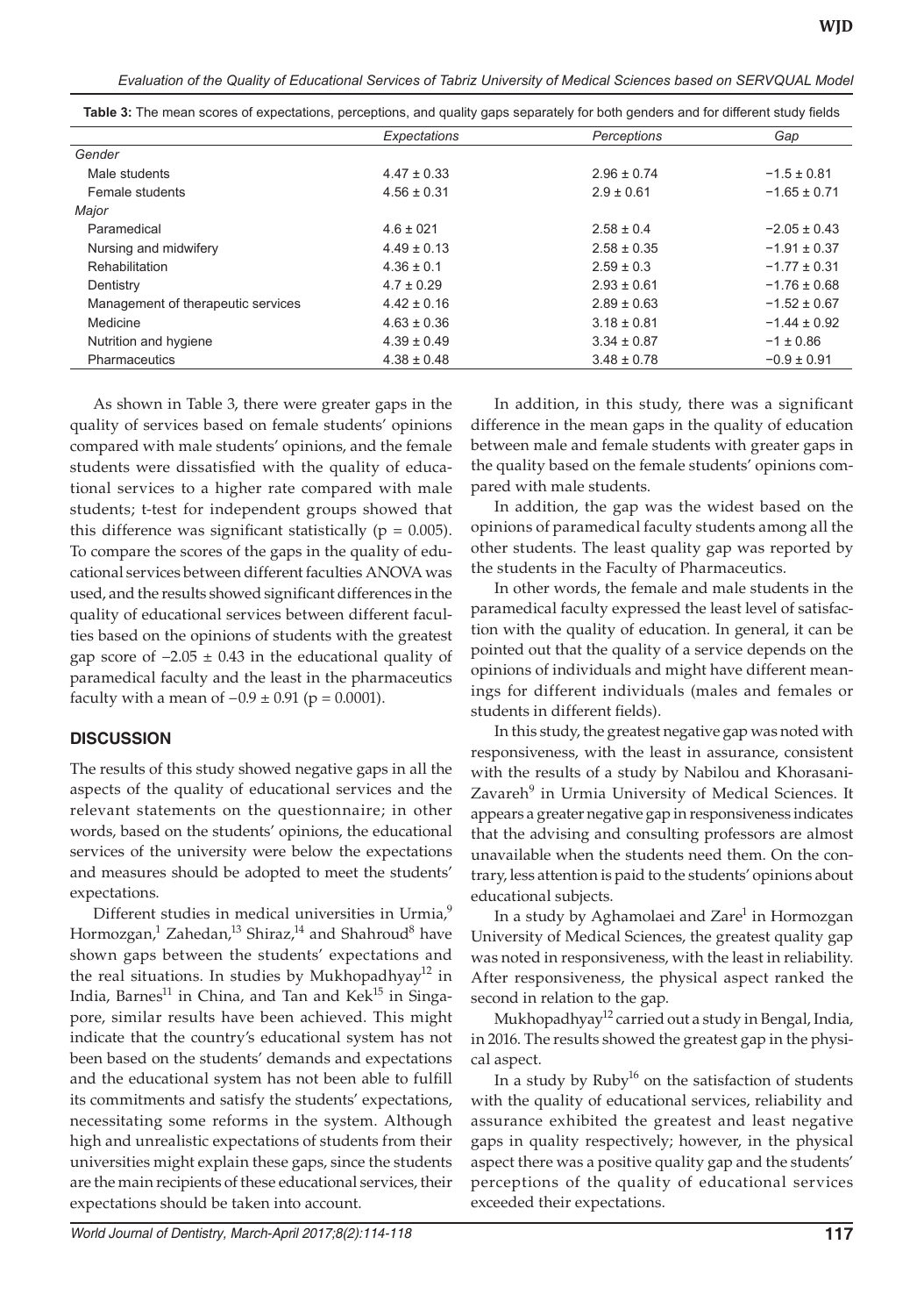**Table 3:** The mean scores of expectations, perceptions, and quality gaps separately for both genders and for different study fields

| | Expectations | Perceptions | Gap |
|---|---|---|---|
| *Gender* | | | |
| Male students | 4.47 ± 0.33 | 2.96 ± 0.74 | −1.5 ± 0.81 |
| Female students | 4.56 ± 0.31 | 2.9 ± 0.61 | −1.65 ± 0.71 |
| *Major* | | | |
| Paramedical | 4.6 ± 021 | 2.58 ± 0.4 | −2.05 ± 0.43 |
| Nursing and midwifery | 4.49 ± 0.13 | 2.58 ± 0.35 | −1.91 ± 0.37 |
| Rehabilitation | 4.36 ± 0.1 | 2.59 ± 0.3 | −1.77 ± 0.31 |
| Dentistry | 4.7 ± 0.29 | 2.93 ± 0.61 | −1.76 ± 0.68 |
| Management of therapeutic services | 4.42 ± 0.16 | 2.89 ± 0.63 | −1.52 ± 0.67 |
| Medicine | 4.63 ± 0.36 | 3.18 ± 0.81 | −1.44 ± 0.92 |
| Nutrition and hygiene | 4.39 ± 0.49 | 3.34 ± 0.87 | −1 ± 0.86 |
| Pharmaceutics | 4.38 ± 0.48 | 3.48 ± 0.78 | −0.9 ± 0.91 |

As shown in Table 3, there were greater gaps in the quality of services based on female students' opinions compared with male students' opinions, and the female students were dissatisfied with the quality of educational services to a higher rate compared with male students; t-test for independent groups showed that this difference was significant statistically ($p = 0.005$). To compare the scores of the gaps in the quality of educational services between different faculties ANOVA was used, and the results showed significant differences in the quality of educational services between different faculties based on the opinions of students with the greatest gap score of $-2.05 \pm 0.43$ in the educational quality of paramedical faculty and the least in the pharmaceutics faculty with a mean of $-0.9 \pm 0.91$ ($p = 0.0001$).

## DISCUSSION

The results of this study showed negative gaps in all the aspects of the quality of educational services and the relevant statements on the questionnaire; in other words, based on the students' opinions, the educational services of the university were below the expectations and measures should be adopted to meet the students' expectations.

Different studies in medical universities in Urmia,[9] Hormozgan,[1] Zahedan,[13] Shiraz,[14] and Shahroud[8] have shown gaps between the students' expectations and the real situations. In studies by Mukhopadhyay[12] in India, Barnes[11] in China, and Tan and Kek[15] in Singapore, similar results have been achieved. This might indicate that the country's educational system has not been based on the students' demands and expectations and the educational system has not been able to fulfill its commitments and satisfy the students' expectations, necessitating some reforms in the system. Although high and unrealistic expectations of students from their universities might explain these gaps, since the students are the main recipients of these educational services, their expectations should be taken into account.

In addition, in this study, there was a significant difference in the mean gaps in the quality of education between male and female students with greater gaps in the quality based on the female students' opinions compared with male students.

In addition, the gap was the widest based on the opinions of paramedical faculty students among all the other students. The least quality gap was reported by the students in the Faculty of Pharmaceutics.

In other words, the female and male students in the paramedical faculty expressed the least level of satisfaction with the quality of education. In general, it can be pointed out that the quality of a service depends on the opinions of individuals and might have different meanings for different individuals (males and females or students in different fields).

In this study, the greatest negative gap was noted with responsiveness, with the least in assurance, consistent with the results of a study by Nabilou and Khorasani-Zavareh[9] in Urmia University of Medical Sciences. It appears a greater negative gap in responsiveness indicates that the advising and consulting professors are almost unavailable when the students need them. On the contrary, less attention is paid to the students' opinions about educational subjects.

In a study by Aghamolaei and Zare[1] in Hormozgan University of Medical Sciences, the greatest quality gap was noted in responsiveness, with the least in reliability. After responsiveness, the physical aspect ranked the second in relation to the gap.

Mukhopadhyay[12] carried out a study in Bengal, India, in 2016. The results showed the greatest gap in the physical aspect.

In a study by Ruby[16] on the satisfaction of students with the quality of educational services, reliability and assurance exhibited the greatest and least negative gaps in quality respectively; however, in the physical aspect there was a positive quality gap and the students' perceptions of the quality of educational services exceeded their expectations.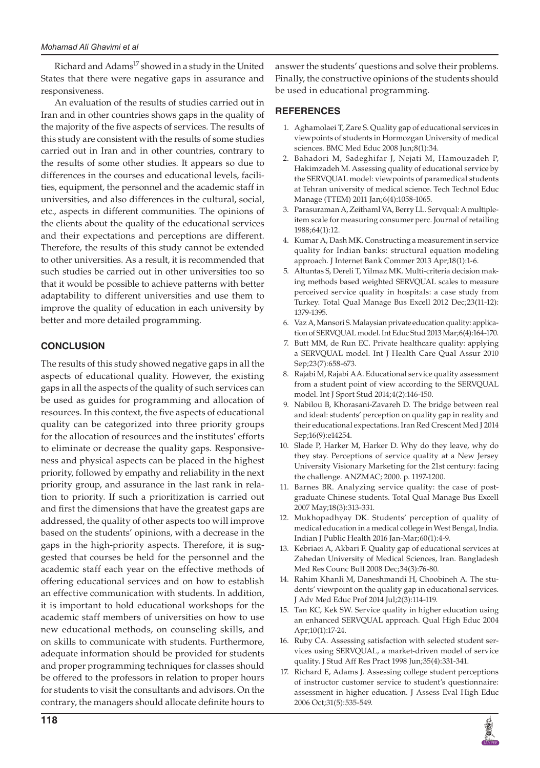Richard and Adams[17] showed in a study in the United States that there were negative gaps in assurance and responsiveness.

An evaluation of the results of studies carried out in Iran and in other countries shows gaps in the quality of the majority of the five aspects of services. The results of this study are consistent with the results of some studies carried out in Iran and in other countries, contrary to the results of some other studies. It appears so due to differences in the courses and educational levels, facilities, equipment, the personnel and the academic staff in universities, and also differences in the cultural, social, etc., aspects in different communities. The opinions of the clients about the quality of the educational services and their expectations and perceptions are different. Therefore, the results of this study cannot be extended to other universities. As a result, it is recommended that such studies be carried out in other universities too so that it would be possible to achieve patterns with better adaptability to different universities and use them to improve the quality of education in each university by better and more detailed programming.

## CONCLUSION

The results of this study showed negative gaps in all the aspects of educational quality. However, the existing gaps in all the aspects of the quality of such services can be used as guides for programming and allocation of resources. In this context, the five aspects of educational quality can be categorized into three priority groups for the allocation of resources and the institutes' efforts to eliminate or decrease the quality gaps. Responsiveness and physical aspects can be placed in the highest priority, followed by empathy and reliability in the next priority group, and assurance in the last rank in relation to priority. If such a prioritization is carried out and first the dimensions that have the greatest gaps are addressed, the quality of other aspects too will improve based on the students' opinions, with a decrease in the gaps in the high-priority aspects. Therefore, it is suggested that courses be held for the personnel and the academic staff each year on the effective methods of offering educational services and on how to establish an effective communication with students. In addition, it is important to hold educational workshops for the academic staff members of universities on how to use new educational methods, on counseling skills, and on skills to communicate with students. Furthermore, adequate information should be provided for students and proper programming techniques for classes should be offered to the professors in relation to proper hours for students to visit the consultants and advisors. On the contrary, the managers should allocate definite hours to answer the students' questions and solve their problems. Finally, the constructive opinions of the students should be used in educational programming.

## REFERENCES

1. Aghamolaei T, Zare S. Quality gap of educational services in viewpoints of students in Hormozgan University of medical sciences. BMC Med Educ 2008 Jun;8(1):34.
2. Bahadori M, Sadeghifar J, Nejati M, Hamouzadeh P, Hakimzadeh M. Assessing quality of educational service by the SERVQUAL model: viewpoints of paramedical students at Tehran university of medical science. Tech Technol Educ Manage (TTEM) 2011 Jan;6(4):1058-1065.
3. Parasuraman A, Zeithaml VA, Berry LL. Servqual: A multiple-item scale for measuring consumer perc. Journal of retailing 1988;64(1):12.
4. Kumar A, Dash MK. Constructing a measurement in service quality for Indian banks: structural equation modeling approach. J Internet Bank Commer 2013 Apr;18(1):1-6.
5. Altuntas S, Dereli T, Yilmaz MK. Multi-criteria decision making methods based weighted SERVQUAL scales to measure perceived service quality in hospitals: a case study from Turkey. Total Qual Manage Bus Excell 2012 Dec;23(11-12): 1379-1395.
6. Vaz A, Mansori S. Malaysian private education quality: application of SERVQUAL model. Int Educ Stud 2013 Mar;6(4):164-170.
7. Butt MM, de Run EC. Private healthcare quality: applying a SERVQUAL model. Int J Health Care Qual Assur 2010 Sep;23(7):658-673.
8. Rajabi M, Rajabi AA. Educational service quality assessment from a student point of view according to the SERVQUAL model. Int J Sport Stud 2014;4(2):146-150.
9. Nabilou B, Khorasani-Zavareh D. The bridge between real and ideal: students' perception on quality gap in reality and their educational expectations. Iran Red Crescent Med J 2014 Sep;16(9):e14254.
10. Slade P, Harker M, Harker D. Why do they leave, why do they stay. Perceptions of service quality at a New Jersey University Visionary Marketing for the 21st century: facing the challenge. ANZMAC; 2000. p. 1197-1200.
11. Barnes BR. Analyzing service quality: the case of post-graduate Chinese students. Total Qual Manage Bus Excell 2007 May;18(3):313-331.
12. Mukhopadhyay DK. Students' perception of quality of medical education in a medical college in West Bengal, India. Indian J Public Health 2016 Jan-Mar;60(1):4-9.
13. Kebriaei A, Akbari F. Quality gap of educational services at Zahedan University of Medical Sciences, Iran. Bangladesh Med Res Counc Bull 2008 Dec;34(3):76-80.
14. Rahim Khanli M, Daneshmandi H, Choobineh A. The students' viewpoint on the quality gap in educational services. J Adv Med Educ Prof 2014 Jul;2(3):114-119.
15. Tan KC, Kek SW. Service quality in higher education using an enhanced SERVQUAL approach. Qual High Educ 2004 Apr;10(1):17-24.
16. Ruby CA. Assessing satisfaction with selected student services using SERVQUAL, a market-driven model of service quality. J Stud Aff Res Pract 1998 Jun;35(4):331-341.
17. Richard E, Adams J. Assessing college student perceptions of instructor customer service to student's questionnaire: assessment in higher education. J Assess Eval High Educ 2006 Oct;31(5):535-549.